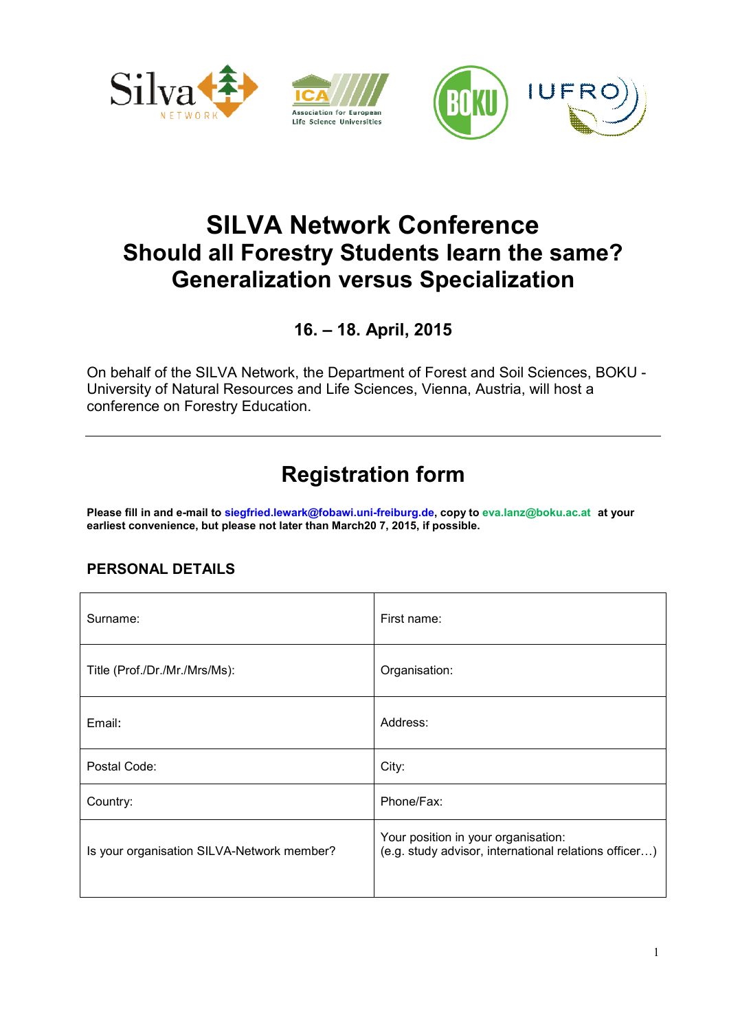# SILVA Network Conference
# Should all Forestry Students learn the same?
# Generalization versus Specialization

### 16. – 18. April, 2015

On behalf of the SILVA Network, the Department of Forest and Soil Sciences, BOKU - University of Natural Resources and Life Sciences, Vienna, Austria, will host a conference on Forestry Education.

---

## Registration form

**Please fill in and e-mail to siegfried.lewark@fobawi.uni-freiburg.de, copy to eva.lanz@boku.ac.at at your earliest convenience, but please not later than March20 7, 2015, if possible.**

### PERSONAL DETAILS

| | |
|---|---|
| Surname: | First name: |
| Title (Prof./Dr./Mr./Mrs/Ms): | Organisation: |
| Email: | Address: |
| Postal Code: | City: |
| Country: | Phone/Fax: |
| Is your organisation SILVA-Network member? | Your position in your organisation:<br>(e.g. study advisor, international relations officer…) |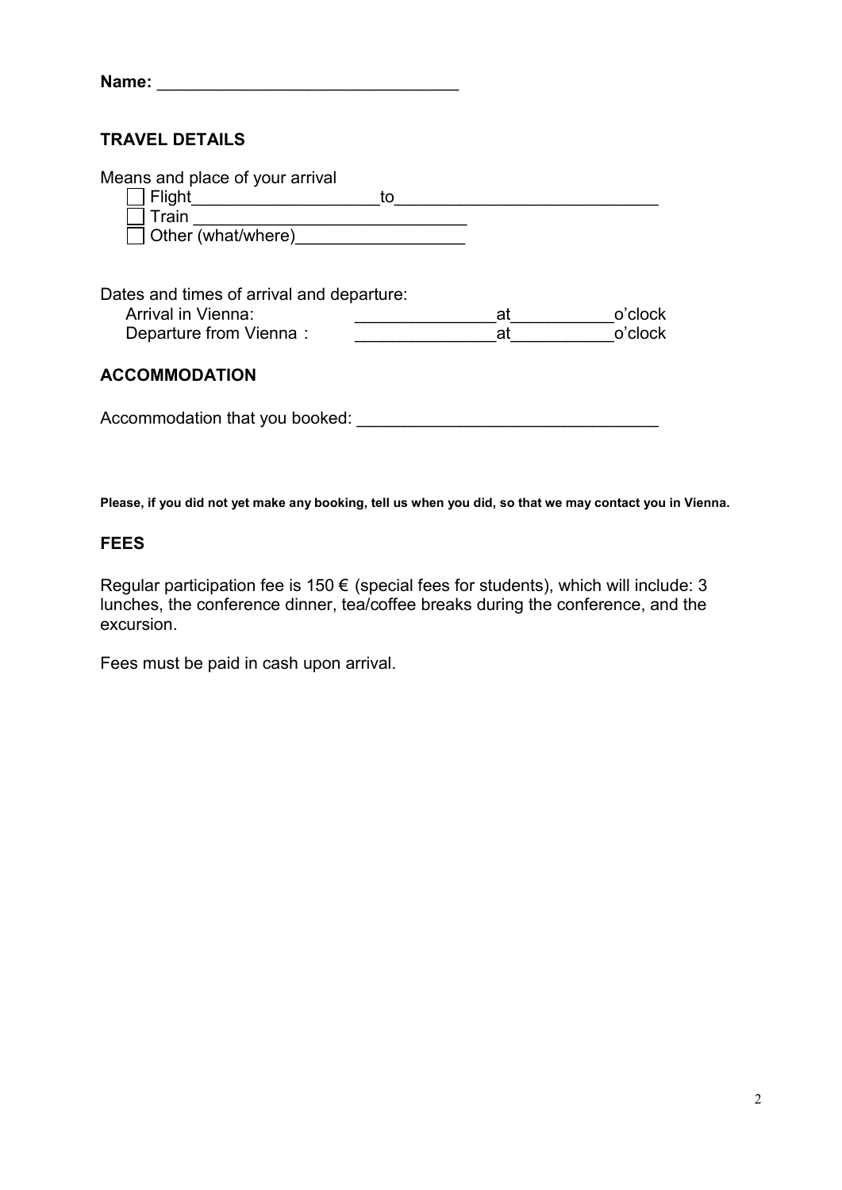**Name:** ______________________________

## TRAVEL DETAILS

Means and place of your arrival

- ☐ Flight___________________to__________________________
- ☐ Train ____________________________
- ☐ Other (what/where)_________________

Dates and times of arrival and departure:

| | | |
|---|---|---|
| Arrival in Vienna: | ______________at__________ | o'clock |
| Departure from Vienna : | ______________at__________ | o'clock |

## ACCOMMODATION

Accommodation that you booked: ______________________________

**Please, if you did not yet make any booking, tell us when you did, so that we may contact you in Vienna.**

## FEES

Regular participation fee is 150 € (special fees for students), which will include: 3 lunches, the conference dinner, tea/coffee breaks during the conference, and the excursion.

Fees must be paid in cash upon arrival.